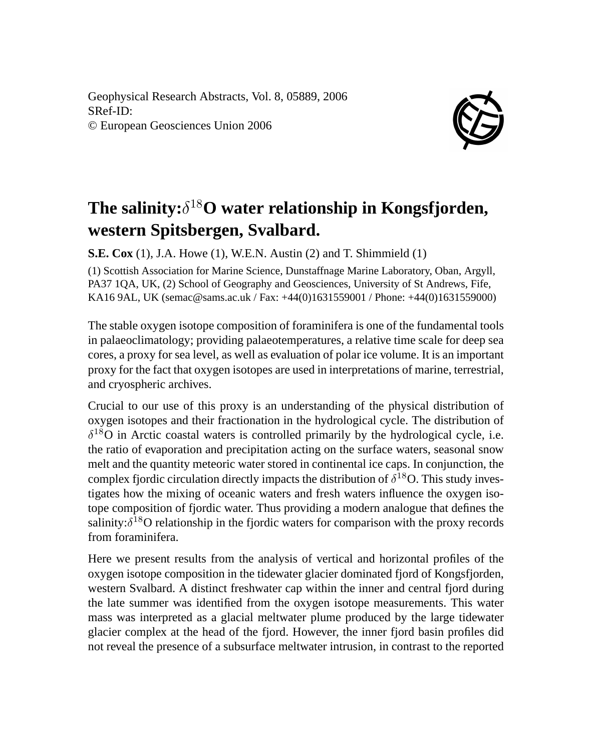Geophysical Research Abstracts, Vol. 8, 05889, 2006
SRef-ID:
© European Geosciences Union 2006

# The salinity:$\delta^{18}$O water relationship in Kongsfjorden, western Spitsbergen, Svalbard.

**S.E. Cox** (1), J.A. Howe (1), W.E.N. Austin (2) and T. Shimmield (1)

(1) Scottish Association for Marine Science, Dunstaffnage Marine Laboratory, Oban, Argyll, PA37 1QA, UK, (2) School of Geography and Geosciences, University of St Andrews, Fife, KA16 9AL, UK (semac@sams.ac.uk / Fax: +44(0)1631559001 / Phone: +44(0)1631559000)

The stable oxygen isotope composition of foraminifera is one of the fundamental tools in palaeoclimatology; providing palaeotemperatures, a relative time scale for deep sea cores, a proxy for sea level, as well as evaluation of polar ice volume. It is an important proxy for the fact that oxygen isotopes are used in interpretations of marine, terrestrial, and cryospheric archives.

Crucial to our use of this proxy is an understanding of the physical distribution of oxygen isotopes and their fractionation in the hydrological cycle. The distribution of $\delta^{18}$O in Arctic coastal waters is controlled primarily by the hydrological cycle, i.e. the ratio of evaporation and precipitation acting on the surface waters, seasonal snow melt and the quantity meteoric water stored in continental ice caps. In conjunction, the complex fjordic circulation directly impacts the distribution of $\delta^{18}$O. This study investigates how the mixing of oceanic waters and fresh waters influence the oxygen isotope composition of fjordic water. Thus providing a modern analogue that defines the salinity:$\delta^{18}$O relationship in the fjordic waters for comparison with the proxy records from foraminifera.

Here we present results from the analysis of vertical and horizontal profiles of the oxygen isotope composition in the tidewater glacier dominated fjord of Kongsfjorden, western Svalbard. A distinct freshwater cap within the inner and central fjord during the late summer was identified from the oxygen isotope measurements. This water mass was interpreted as a glacial meltwater plume produced by the large tidewater glacier complex at the head of the fjord. However, the inner fjord basin profiles did not reveal the presence of a subsurface meltwater intrusion, in contrast to the reported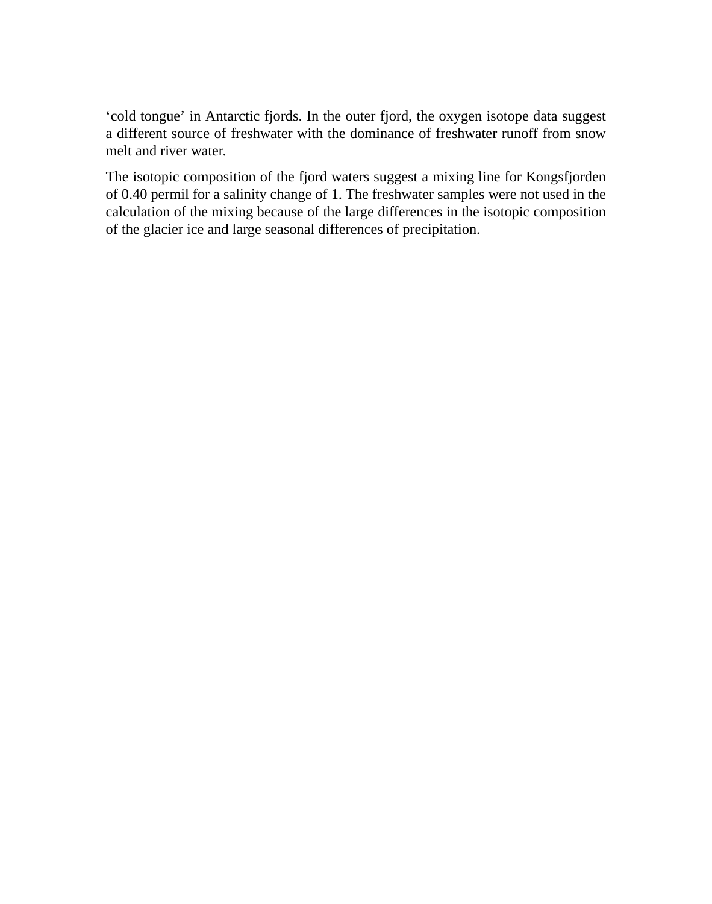‘cold tongue’ in Antarctic fjords. In the outer fjord, the oxygen isotope data suggest a different source of freshwater with the dominance of freshwater runoff from snow melt and river water.

The isotopic composition of the fjord waters suggest a mixing line for Kongsfjorden of 0.40 permil for a salinity change of 1. The freshwater samples were not used in the calculation of the mixing because of the large differences in the isotopic composition of the glacier ice and large seasonal differences of precipitation.